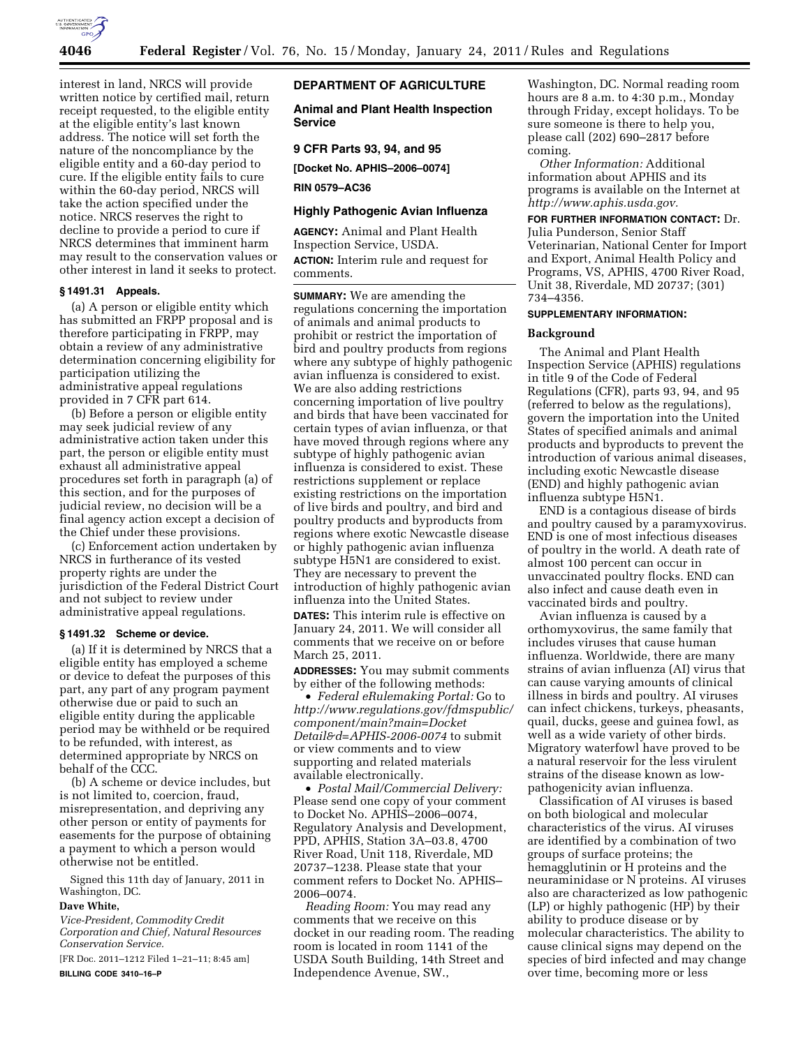interest in land, NRCS will provide written notice by certified mail, return receipt requested, to the eligible entity at the eligible entity's last known address. The notice will set forth the nature of the noncompliance by the eligible entity and a 60-day period to cure. If the eligible entity fails to cure within the 60-day period, NRCS will take the action specified under the notice. NRCS reserves the right to decline to provide a period to cure if NRCS determines that imminent harm may result to the conservation values or other interest in land it seeks to protect.

### § 1491.31 Appeals.

(a) A person or eligible entity which has submitted an FRPP proposal and is therefore participating in FRPP, may obtain a review of any administrative determination concerning eligibility for participation utilizing the administrative appeal regulations provided in 7 CFR part 614.

(b) Before a person or eligible entity may seek judicial review of any administrative action taken under this part, the person or eligible entity must exhaust all administrative appeal procedures set forth in paragraph (a) of this section, and for the purposes of judicial review, no decision will be a final agency action except a decision of the Chief under these provisions.

(c) Enforcement action undertaken by NRCS in furtherance of its vested property rights are under the jurisdiction of the Federal District Court and not subject to review under administrative appeal regulations.

### § 1491.32 Scheme or device.

(a) If it is determined by NRCS that a eligible entity has employed a scheme or device to defeat the purposes of this part, any part of any program payment otherwise due or paid to such an eligible entity during the applicable period may be withheld or be required to be refunded, with interest, as determined appropriate by NRCS on behalf of the CCC.

(b) A scheme or device includes, but is not limited to, coercion, fraud, misrepresentation, and depriving any other person or entity of payments for easements for the purpose of obtaining a payment to which a person would otherwise not be entitled.

Signed this 11th day of January, 2011 in Washington, DC.

**Dave White,**

*Vice-President, Commodity Credit Corporation and Chief, Natural Resources Conservation Service.*

[FR Doc. 2011–1212 Filed 1–21–11; 8:45 am]

**BILLING CODE 3410–16–P**

## DEPARTMENT OF AGRICULTURE

### Animal and Plant Health Inspection Service

### 9 CFR Parts 93, 94, and 95

**[Docket No. APHIS–2006–0074]**

**RIN 0579–AC36**

### Highly Pathogenic Avian Influenza

**AGENCY:** Animal and Plant Health Inspection Service, USDA.

**ACTION:** Interim rule and request for comments.

**SUMMARY:** We are amending the regulations concerning the importation of animals and animal products to prohibit or restrict the importation of bird and poultry products from regions where any subtype of highly pathogenic avian influenza is considered to exist. We are also adding restrictions concerning importation of live poultry and birds that have been vaccinated for certain types of avian influenza, or that have moved through regions where any subtype of highly pathogenic avian influenza is considered to exist. These restrictions supplement or replace existing restrictions on the importation of live birds and poultry, and bird and poultry products and byproducts from regions where exotic Newcastle disease or highly pathogenic avian influenza subtype H5N1 are considered to exist. They are necessary to prevent the introduction of highly pathogenic avian influenza into the United States.

**DATES:** This interim rule is effective on January 24, 2011. We will consider all comments that we receive on or before March 25, 2011.

**ADDRESSES:** You may submit comments by either of the following methods:

- *Federal eRulemaking Portal:* Go to *http://www.regulations.gov/fdmspublic/component/main?main=DocketDetail&d=APHIS-2006-0074* to submit or view comments and to view supporting and related materials available electronically.
- *Postal Mail/Commercial Delivery:* Please send one copy of your comment to Docket No. APHIS–2006–0074, Regulatory Analysis and Development, PPD, APHIS, Station 3A–03.8, 4700 River Road, Unit 118, Riverdale, MD 20737–1238. Please state that your comment refers to Docket No. APHIS–2006–0074.

*Reading Room:* You may read any comments that we receive on this docket in our reading room. The reading room is located in room 1141 of the USDA South Building, 14th Street and Independence Avenue, SW., Washington, DC. Normal reading room hours are 8 a.m. to 4:30 p.m., Monday through Friday, except holidays. To be sure someone is there to help you, please call (202) 690–2817 before coming.

*Other Information:* Additional information about APHIS and its programs is available on the Internet at *http://www.aphis.usda.gov.*

**FOR FURTHER INFORMATION CONTACT:** Dr. Julia Punderson, Senior Staff Veterinarian, National Center for Import and Export, Animal Health Policy and Programs, VS, APHIS, 4700 River Road, Unit 38, Riverdale, MD 20737; (301) 734–4356.

**SUPPLEMENTARY INFORMATION:**

### Background

The Animal and Plant Health Inspection Service (APHIS) regulations in title 9 of the Code of Federal Regulations (CFR), parts 93, 94, and 95 (referred to below as the regulations), govern the importation into the United States of specified animals and animal products and byproducts to prevent the introduction of various animal diseases, including exotic Newcastle disease (END) and highly pathogenic avian influenza subtype H5N1.

END is a contagious disease of birds and poultry caused by a paramyxovirus. END is one of most infectious diseases of poultry in the world. A death rate of almost 100 percent can occur in unvaccinated poultry flocks. END can also infect and cause death even in vaccinated birds and poultry.

Avian influenza is caused by a orthomyxovirus, the same family that includes viruses that cause human influenza. Worldwide, there are many strains of avian influenza (AI) virus that can cause varying amounts of clinical illness in birds and poultry. AI viruses can infect chickens, turkeys, pheasants, quail, ducks, geese and guinea fowl, as well as a wide variety of other birds. Migratory waterfowl have proved to be a natural reservoir for the less virulent strains of the disease known as low-pathogenicity avian influenza.

Classification of AI viruses is based on both biological and molecular characteristics of the virus. AI viruses are identified by a combination of two groups of surface proteins; the hemagglutinin or H proteins and the neuraminidase or N proteins. AI viruses also are characterized as low pathogenic (LP) or highly pathogenic (HP) by their ability to produce disease or by molecular characteristics. The ability to cause clinical signs may depend on the species of bird infected and may change over time, becoming more or less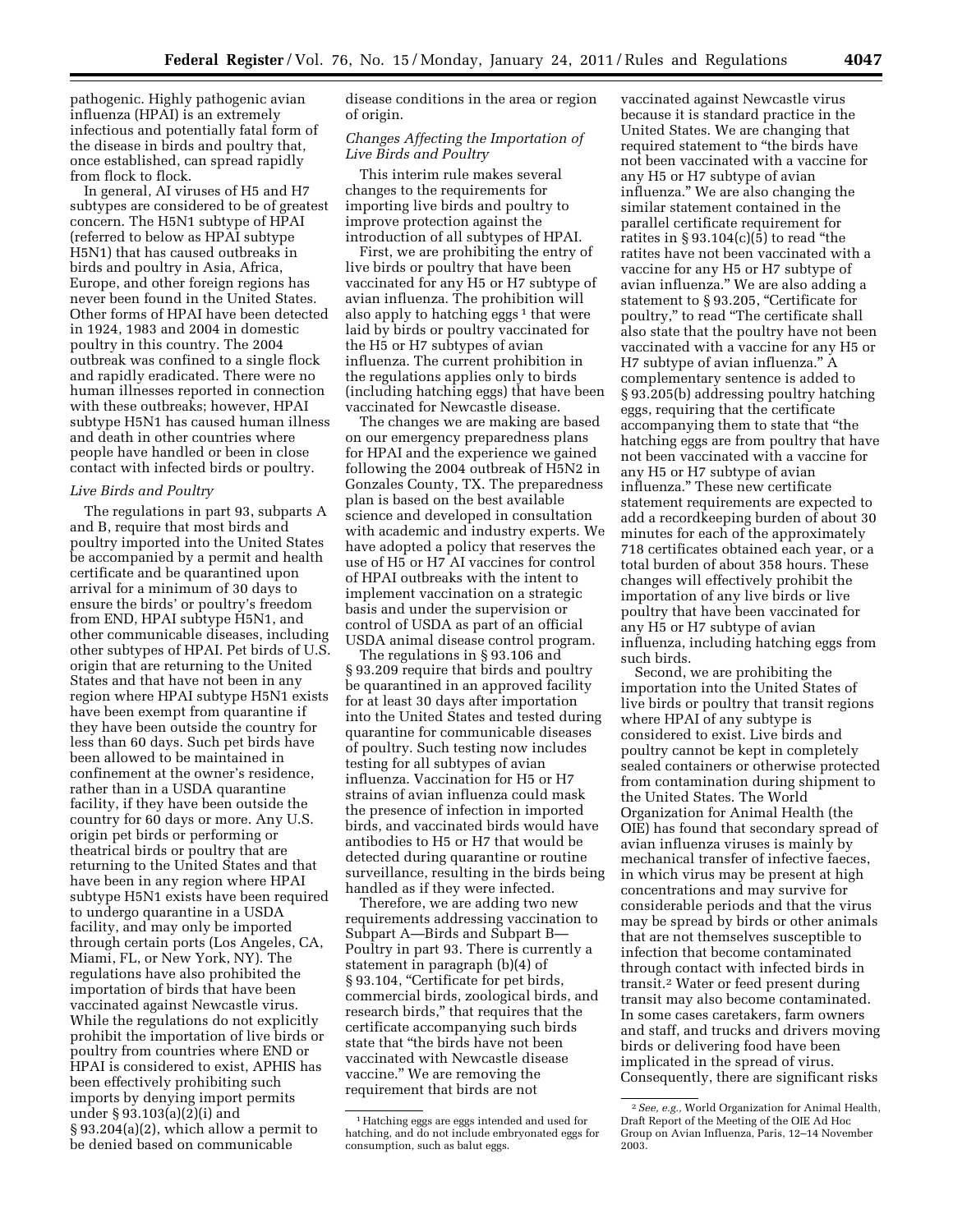pathogenic. Highly pathogenic avian influenza (HPAI) is an extremely infectious and potentially fatal form of the disease in birds and poultry that, once established, can spread rapidly from flock to flock.

In general, AI viruses of H5 and H7 subtypes are considered to be of greatest concern. The H5N1 subtype of HPAI (referred to below as HPAI subtype H5N1) that has caused outbreaks in birds and poultry in Asia, Africa, Europe, and other foreign regions has never been found in the United States. Other forms of HPAI have been detected in 1924, 1983 and 2004 in domestic poultry in this country. The 2004 outbreak was confined to a single flock and rapidly eradicated. There were no human illnesses reported in connection with these outbreaks; however, HPAI subtype H5N1 has caused human illness and death in other countries where people have handled or been in close contact with infected birds or poultry.

*Live Birds and Poultry*

The regulations in part 93, subparts A and B, require that most birds and poultry imported into the United States be accompanied by a permit and health certificate and be quarantined upon arrival for a minimum of 30 days to ensure the birds' or poultry's freedom from END, HPAI subtype H5N1, and other communicable diseases, including other subtypes of HPAI. Pet birds of U.S. origin that are returning to the United States and that have not been in any region where HPAI subtype H5N1 exists have been exempt from quarantine if they have been outside the country for less than 60 days. Such pet birds have been allowed to be maintained in confinement at the owner's residence, rather than in a USDA quarantine facility, if they have been outside the country for 60 days or more. Any U.S. origin pet birds or performing or theatrical birds or poultry that are returning to the United States and that have been in any region where HPAI subtype H5N1 exists have been required to undergo quarantine in a USDA facility, and may only be imported through certain ports (Los Angeles, CA, Miami, FL, or New York, NY). The regulations have also prohibited the importation of birds that have been vaccinated against Newcastle virus. While the regulations do not explicitly prohibit the importation of live birds or poultry from countries where END or HPAI is considered to exist, APHIS has been effectively prohibiting such imports by denying import permits under § 93.103(a)(2)(i) and § 93.204(a)(2), which allow a permit to be denied based on communicable disease conditions in the area or region of origin.

*Changes Affecting the Importation of Live Birds and Poultry*

This interim rule makes several changes to the requirements for importing live birds and poultry to improve protection against the introduction of all subtypes of HPAI.

First, we are prohibiting the entry of live birds or poultry that have been vaccinated for any H5 or H7 subtype of avian influenza. The prohibition will also apply to hatching eggs [1] that were laid by birds or poultry vaccinated for the H5 or H7 subtypes of avian influenza. The current prohibition in the regulations applies only to birds (including hatching eggs) that have been vaccinated for Newcastle disease.

The changes we are making are based on our emergency preparedness plans for HPAI and the experience we gained following the 2004 outbreak of H5N2 in Gonzales County, TX. The preparedness plan is based on the best available science and developed in consultation with academic and industry experts. We have adopted a policy that reserves the use of H5 or H7 AI vaccines for control of HPAI outbreaks with the intent to implement vaccination on a strategic basis and under the supervision or control of USDA as part of an official USDA animal disease control program.

The regulations in § 93.106 and § 93.209 require that birds and poultry be quarantined in an approved facility for at least 30 days after importation into the United States and tested during quarantine for communicable diseases of poultry. Such testing now includes testing for all subtypes of avian influenza. Vaccination for H5 or H7 strains of avian influenza could mask the presence of infection in imported birds, and vaccinated birds would have antibodies to H5 or H7 that would be detected during quarantine or routine surveillance, resulting in the birds being handled as if they were infected.

Therefore, we are adding two new requirements addressing vaccination to Subpart A—Birds and Subpart B—Poultry in part 93. There is currently a statement in paragraph (b)(4) of § 93.104, "Certificate for pet birds, commercial birds, zoological birds, and research birds," that requires that the certificate accompanying such birds state that "the birds have not been vaccinated with Newcastle disease vaccine." We are removing the requirement that birds are not vaccinated against Newcastle virus because it is standard practice in the United States. We are changing that required statement to "the birds have not been vaccinated with a vaccine for any H5 or H7 subtype of avian influenza." We are also changing the similar statement contained in the parallel certificate requirement for ratites in § 93.104(c)(5) to read "the ratites have not been vaccinated with a vaccine for any H5 or H7 subtype of avian influenza." We are also adding a statement to § 93.205, "Certificate for poultry," to read "The certificate shall also state that the poultry have not been vaccinated with a vaccine for any H5 or H7 subtype of avian influenza." A complementary sentence is added to § 93.205(b) addressing poultry hatching eggs, requiring that the certificate accompanying them to state that "the hatching eggs are from poultry that have not been vaccinated with a vaccine for any H5 or H7 subtype of avian influenza." These new certificate statement requirements are expected to add a recordkeeping burden of about 30 minutes for each of the approximately 718 certificates obtained each year, or a total burden of about 358 hours. These changes will effectively prohibit the importation of any live birds or live poultry that have been vaccinated for any H5 or H7 subtype of avian influenza, including hatching eggs from such birds.

Second, we are prohibiting the importation into the United States of live birds or poultry that transit regions where HPAI of any subtype is considered to exist. Live birds and poultry cannot be kept in completely sealed containers or otherwise protected from contamination during shipment to the United States. The World Organization for Animal Health (the OIE) has found that secondary spread of avian influenza viruses is mainly by mechanical transfer of infective faeces, in which virus may be present at high concentrations and may survive for considerable periods and that the virus may be spread by birds or other animals that are not themselves susceptible to infection that become contaminated through contact with infected birds in transit.[2] Water or feed present during transit may also become contaminated. In some cases caretakers, farm owners and staff, and trucks and drivers moving birds or delivering food have been implicated in the spread of virus. Consequently, there are significant risks

[1] Hatching eggs are eggs intended and used for hatching, and do not include embryonated eggs for consumption, such as balut eggs.

[2] *See, e.g.,* World Organization for Animal Health, Draft Report of the Meeting of the OIE Ad Hoc Group on Avian Influenza, Paris, 12–14 November 2003.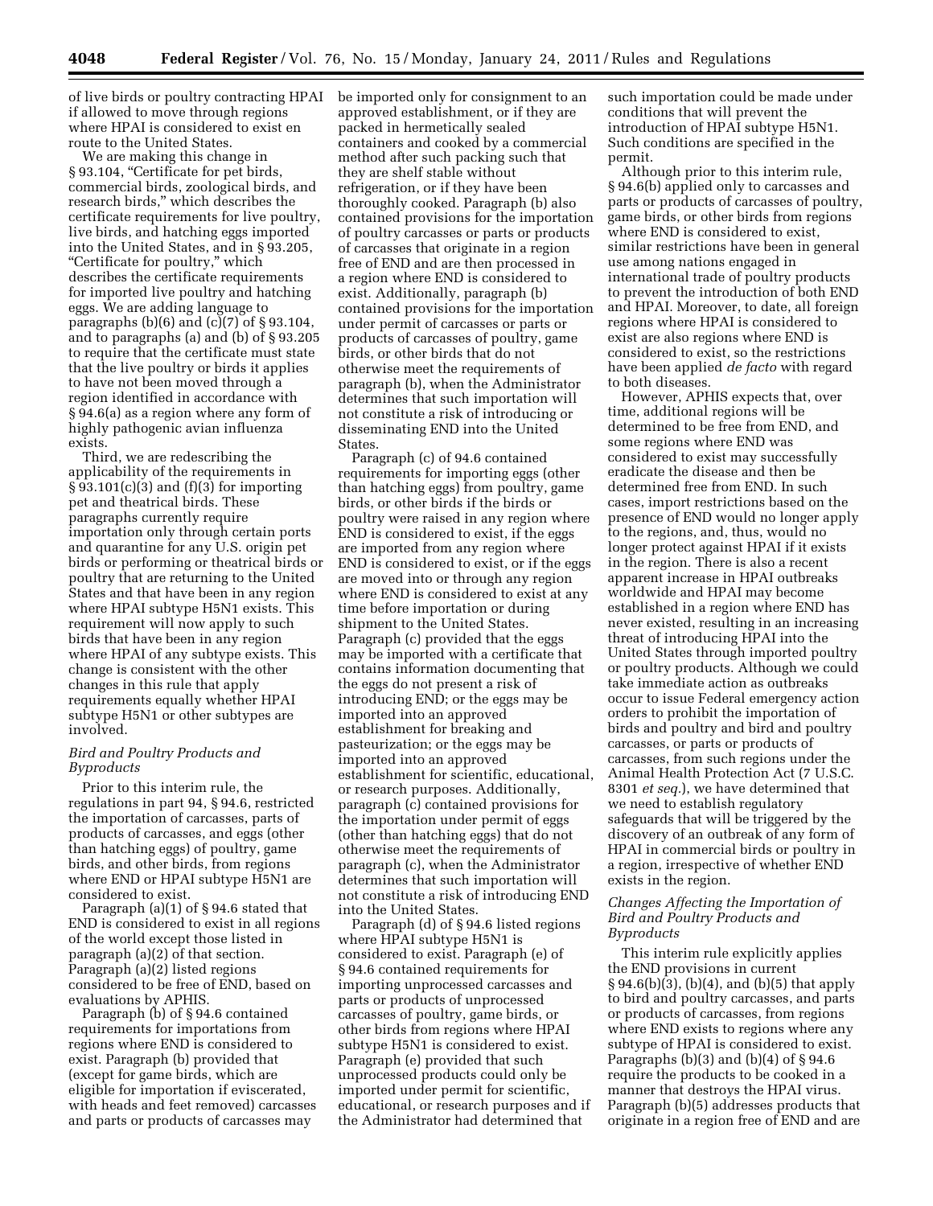of live birds or poultry contracting HPAI if allowed to move through regions where HPAI is considered to exist en route to the United States.

We are making this change in § 93.104, "Certificate for pet birds, commercial birds, zoological birds, and research birds," which describes the certificate requirements for live poultry, live birds, and hatching eggs imported into the United States, and in § 93.205, "Certificate for poultry," which describes the certificate requirements for imported live poultry and hatching eggs. We are adding language to paragraphs (b)(6) and (c)(7) of § 93.104, and to paragraphs (a) and (b) of § 93.205 to require that the certificate must state that the live poultry or birds it applies to have not been moved through a region identified in accordance with § 94.6(a) as a region where any form of highly pathogenic avian influenza exists.

Third, we are redescribing the applicability of the requirements in § 93.101(c)(3) and (f)(3) for importing pet and theatrical birds. These paragraphs currently require importation only through certain ports and quarantine for any U.S. origin pet birds or performing or theatrical birds or poultry that are returning to the United States and that have been in any region where HPAI subtype H5N1 exists. This requirement will now apply to such birds that have been in any region where HPAI of any subtype exists. This change is consistent with the other changes in this rule that apply requirements equally whether HPAI subtype H5N1 or other subtypes are involved.

### *Bird and Poultry Products and Byproducts*

Prior to this interim rule, the regulations in part 94, § 94.6, restricted the importation of carcasses, parts of products of carcasses, and eggs (other than hatching eggs) of poultry, game birds, and other birds, from regions where END or HPAI subtype H5N1 are considered to exist.

Paragraph (a)(1) of § 94.6 stated that END is considered to exist in all regions of the world except those listed in paragraph (a)(2) of that section. Paragraph (a)(2) listed regions considered to be free of END, based on evaluations by APHIS.

Paragraph (b) of § 94.6 contained requirements for importations from regions where END is considered to exist. Paragraph (b) provided that (except for game birds, which are eligible for importation if eviscerated, with heads and feet removed) carcasses and parts or products of carcasses may be imported only for consignment to an approved establishment, or if they are packed in hermetically sealed containers and cooked by a commercial method after such packing such that they are shelf stable without refrigeration, or if they have been thoroughly cooked. Paragraph (b) also contained provisions for the importation of poultry carcasses or parts or products of carcasses that originate in a region free of END and are then processed in a region where END is considered to exist. Additionally, paragraph (b) contained provisions for the importation under permit of carcasses or parts or products of carcasses of poultry, game birds, or other birds that do not otherwise meet the requirements of paragraph (b), when the Administrator determines that such importation will not constitute a risk of introducing or disseminating END into the United States.

Paragraph (c) of 94.6 contained requirements for importing eggs (other than hatching eggs) from poultry, game birds, or other birds if the birds or poultry were raised in any region where END is considered to exist, if the eggs are imported from any region where END is considered to exist, or if the eggs are moved into or through any region where END is considered to exist at any time before importation or during shipment to the United States. Paragraph (c) provided that the eggs may be imported with a certificate that contains information documenting that the eggs do not present a risk of introducing END; or the eggs may be imported into an approved establishment for breaking and pasteurization; or the eggs may be imported into an approved establishment for scientific, educational, or research purposes. Additionally, paragraph (c) contained provisions for the importation under permit of eggs (other than hatching eggs) that do not otherwise meet the requirements of paragraph (c), when the Administrator determines that such importation will not constitute a risk of introducing END into the United States.

Paragraph (d) of § 94.6 listed regions where HPAI subtype H5N1 is considered to exist. Paragraph (e) of § 94.6 contained requirements for importing unprocessed carcasses and parts or products of unprocessed carcasses of poultry, game birds, or other birds from regions where HPAI subtype H5N1 is considered to exist. Paragraph (e) provided that such unprocessed products could only be imported under permit for scientific, educational, or research purposes and if the Administrator had determined that such importation could be made under conditions that will prevent the introduction of HPAI subtype H5N1. Such conditions are specified in the permit.

Although prior to this interim rule, § 94.6(b) applied only to carcasses and parts or products of carcasses of poultry, game birds, or other birds from regions where END is considered to exist, similar restrictions have been in general use among nations engaged in international trade of poultry products to prevent the introduction of both END and HPAI. Moreover, to date, all foreign regions where HPAI is considered to exist are also regions where END is considered to exist, so the restrictions have been applied *de facto* with regard to both diseases.

However, APHIS expects that, over time, additional regions will be determined to be free from END, and some regions where END was considered to exist may successfully eradicate the disease and then be determined free from END. In such cases, import restrictions based on the presence of END would no longer apply to the regions, and, thus, would no longer protect against HPAI if it exists in the region. There is also a recent apparent increase in HPAI outbreaks worldwide and HPAI may become established in a region where END has never existed, resulting in an increasing threat of introducing HPAI into the United States through imported poultry or poultry products. Although we could take immediate action as outbreaks occur to issue Federal emergency action orders to prohibit the importation of birds and poultry and bird and poultry carcasses, or parts or products of carcasses, from such regions under the Animal Health Protection Act (7 U.S.C. 8301 *et seq.*), we have determined that we need to establish regulatory safeguards that will be triggered by the discovery of an outbreak of any form of HPAI in commercial birds or poultry in a region, irrespective of whether END exists in the region.

### *Changes Affecting the Importation of Bird and Poultry Products and Byproducts*

This interim rule explicitly applies the END provisions in current § 94.6(b)(3), (b)(4), and (b)(5) that apply to bird and poultry carcasses, and parts or products of carcasses, from regions where END exists to regions where any subtype of HPAI is considered to exist. Paragraphs (b)(3) and (b)(4) of § 94.6 require the products to be cooked in a manner that destroys the HPAI virus. Paragraph (b)(5) addresses products that originate in a region free of END and are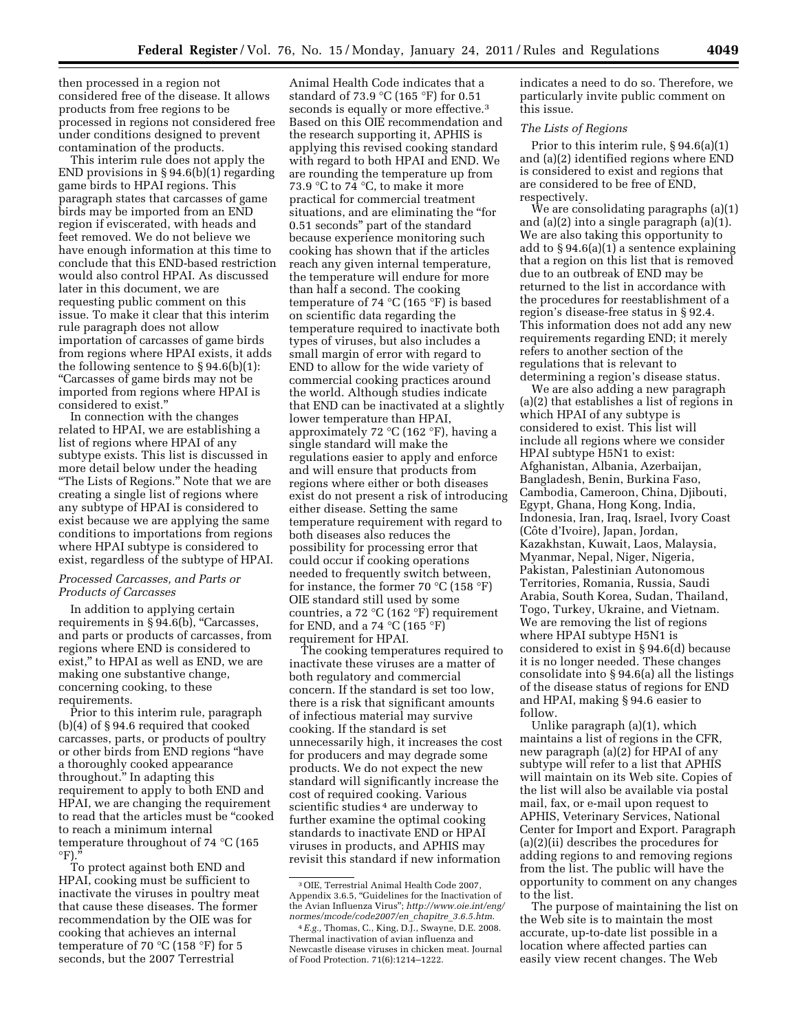then processed in a region not considered free of the disease. It allows products from free regions to be processed in regions not considered free under conditions designed to prevent contamination of the products.

This interim rule does not apply the END provisions in § 94.6(b)(1) regarding game birds to HPAI regions. This paragraph states that carcasses of game birds may be imported from an END region if eviscerated, with heads and feet removed. We do not believe we have enough information at this time to conclude that this END-based restriction would also control HPAI. As discussed later in this document, we are requesting public comment on this issue. To make it clear that this interim rule paragraph does not allow importation of carcasses of game birds from regions where HPAI exists, it adds the following sentence to § 94.6(b)(1): "Carcasses of game birds may not be imported from regions where HPAI is considered to exist."

In connection with the changes related to HPAI, we are establishing a list of regions where HPAI of any subtype exists. This list is discussed in more detail below under the heading "The Lists of Regions." Note that we are creating a single list of regions where any subtype of HPAI is considered to exist because we are applying the same conditions to importations from regions where HPAI subtype is considered to exist, regardless of the subtype of HPAI.

*Processed Carcasses, and Parts or Products of Carcasses*

In addition to applying certain requirements in § 94.6(b), "Carcasses, and parts or products of carcasses, from regions where END is considered to exist," to HPAI as well as END, we are making one substantive change, concerning cooking, to these requirements.

Prior to this interim rule, paragraph (b)(4) of § 94.6 required that cooked carcasses, parts, or products of poultry or other birds from END regions "have a thoroughly cooked appearance throughout." In adapting this requirement to apply to both END and HPAI, we are changing the requirement to read that the articles must be "cooked to reach a minimum internal temperature throughout of 74 °C (165 °F)."

To protect against both END and HPAI, cooking must be sufficient to inactivate the viruses in poultry meat that cause these diseases. The former recommendation by the OIE was for cooking that achieves an internal temperature of 70 °C (158 °F) for 5 seconds, but the 2007 Terrestrial Animal Health Code indicates that a standard of 73.9 °C (165 °F) for 0.51 seconds is equally or more effective.[3] Based on this OIE recommendation and the research supporting it, APHIS is applying this revised cooking standard with regard to both HPAI and END. We are rounding the temperature up from 73.9 °C to 74 °C, to make it more practical for commercial treatment situations, and are eliminating the "for 0.51 seconds" part of the standard because experience monitoring such cooking has shown that if the articles reach any given internal temperature, the temperature will endure for more than half a second. The cooking temperature of 74 °C (165 °F) is based on scientific data regarding the temperature required to inactivate both types of viruses, but also includes a small margin of error with regard to END to allow for the wide variety of commercial cooking practices around the world. Although studies indicate that END can be inactivated at a slightly lower temperature than HPAI, approximately 72 °C (162 °F), having a single standard will make the regulations easier to apply and enforce and will ensure that products from regions where either or both diseases exist do not present a risk of introducing either disease. Setting the same temperature requirement with regard to both diseases also reduces the possibility for processing error that could occur if cooking operations needed to frequently switch between, for instance, the former 70 °C (158 °F) OIE standard still used by some countries, a 72 °C (162 °F) requirement for END, and a 74 °C (165 °F) requirement for HPAI.

The cooking temperatures required to inactivate these viruses are a matter of both regulatory and commercial concern. If the standard is set too low, there is a risk that significant amounts of infectious material may survive cooking. If the standard is set unnecessarily high, it increases the cost for producers and may degrade some products. We do not expect the new standard will significantly increase the cost of required cooking. Various scientific studies[4] are underway to further examine the optimal cooking standards to inactivate END or HPAI viruses in products, and APHIS may revisit this standard if new information indicates a need to do so. Therefore, we particularly invite public comment on this issue.

*The Lists of Regions*

Prior to this interim rule, § 94.6(a)(1) and (a)(2) identified regions where END is considered to exist and regions that are considered to be free of END, respectively.

We are consolidating paragraphs (a)(1) and (a)(2) into a single paragraph (a)(1). We are also taking this opportunity to add to § 94.6(a)(1) a sentence explaining that a region on this list that is removed due to an outbreak of END may be returned to the list in accordance with the procedures for reestablishment of a region's disease-free status in § 92.4. This information does not add any new requirements regarding END; it merely refers to another section of the regulations that is relevant to determining a region's disease status.

We are also adding a new paragraph (a)(2) that establishes a list of regions in which HPAI of any subtype is considered to exist. This list will include all regions where we consider HPAI subtype H5N1 to exist: Afghanistan, Albania, Azerbaijan, Bangladesh, Benin, Burkina Faso, Cambodia, Cameroon, China, Djibouti, Egypt, Ghana, Hong Kong, India, Indonesia, Iran, Iraq, Israel, Ivory Coast (Côte d'Ivoire), Japan, Jordan, Kazakhstan, Kuwait, Laos, Malaysia, Myanmar, Nepal, Niger, Nigeria, Pakistan, Palestinian Autonomous Territories, Romania, Russia, Saudi Arabia, South Korea, Sudan, Thailand, Togo, Turkey, Ukraine, and Vietnam. We are removing the list of regions where HPAI subtype H5N1 is considered to exist in § 94.6(d) because it is no longer needed. These changes consolidate into § 94.6(a) all the listings of the disease status of regions for END and HPAI, making § 94.6 easier to follow.

Unlike paragraph (a)(1), which maintains a list of regions in the CFR, new paragraph (a)(2) for HPAI of any subtype will refer to a list that APHIS will maintain on its Web site. Copies of the list will also be available via postal mail, fax, or e-mail upon request to APHIS, Veterinary Services, National Center for Import and Export. Paragraph (a)(2)(ii) describes the procedures for adding regions to and removing regions from the list. The public will have the opportunity to comment on any changes to the list.

The purpose of maintaining the list on the Web site is to maintain the most accurate, up-to-date list possible in a location where affected parties can easily view recent changes. The Web

---

[3] OIE, Terrestrial Animal Health Code 2007, Appendix 3.6.5, "Guidelines for the Inactivation of the Avian Influenza Virus"; *http://www.oie.int/eng/normes/mcode/code2007/en_chapitre_3.6.5.htm.*

[4] *E.g.,* Thomas, C., King, D.J., Swayne, D.E. 2008. Thermal inactivation of avian influenza and Newcastle disease viruses in chicken meat. Journal of Food Protection. 71(6):1214–1222.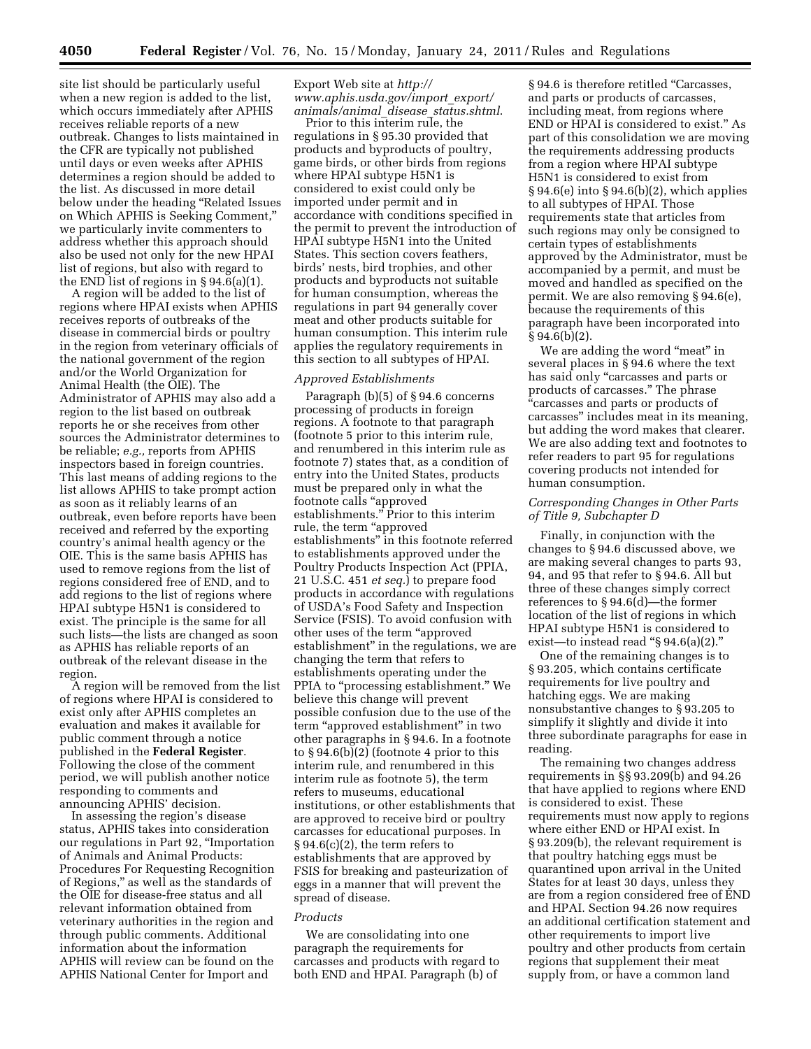site list should be particularly useful when a new region is added to the list, which occurs immediately after APHIS receives reliable reports of a new outbreak. Changes to lists maintained in the CFR are typically not published until days or even weeks after APHIS determines a region should be added to the list. As discussed in more detail below under the heading "Related Issues on Which APHIS is Seeking Comment," we particularly invite commenters to address whether this approach should also be used not only for the new HPAI list of regions, but also with regard to the END list of regions in § 94.6(a)(1).

A region will be added to the list of regions where HPAI exists when APHIS receives reports of outbreaks of the disease in commercial birds or poultry in the region from veterinary officials of the national government of the region and/or the World Organization for Animal Health (the OIE). The Administrator of APHIS may also add a region to the list based on outbreak reports he or she receives from other sources the Administrator determines to be reliable; *e.g.,* reports from APHIS inspectors based in foreign countries. This last means of adding regions to the list allows APHIS to take prompt action as soon as it reliably learns of an outbreak, even before reports have been received and referred by the exporting country's animal health agency or the OIE. This is the same basis APHIS has used to remove regions from the list of regions considered free of END, and to add regions to the list of regions where HPAI subtype H5N1 is considered to exist. The principle is the same for all such lists—the lists are changed as soon as APHIS has reliable reports of an outbreak of the relevant disease in the region.

A region will be removed from the list of regions where HPAI is considered to exist only after APHIS completes an evaluation and makes it available for public comment through a notice published in the **Federal Register**. Following the close of the comment period, we will publish another notice responding to comments and announcing APHIS' decision.

In assessing the region's disease status, APHIS takes into consideration our regulations in Part 92, "Importation of Animals and Animal Products: Procedures For Requesting Recognition of Regions," as well as the standards of the OIE for disease-free status and all relevant information obtained from veterinary authorities in the region and through public comments. Additional information about the information APHIS will review can be found on the APHIS National Center for Import and Export Web site at *http://www.aphis.usda.gov/import_export/animals/animal_disease_status.shtml*.

Prior to this interim rule, the regulations in § 95.30 provided that products and byproducts of poultry, game birds, or other birds from regions where HPAI subtype H5N1 is considered to exist could only be imported under permit and in accordance with conditions specified in the permit to prevent the introduction of HPAI subtype H5N1 into the United States. This section covers feathers, birds' nests, bird trophies, and other products and byproducts not suitable for human consumption, whereas the regulations in part 94 generally cover meat and other products suitable for human consumption. This interim rule applies the regulatory requirements in this section to all subtypes of HPAI.

*Approved Establishments*

Paragraph (b)(5) of § 94.6 concerns processing of products in foreign regions. A footnote to that paragraph (footnote 5 prior to this interim rule, and renumbered in this interim rule as footnote 7) states that, as a condition of entry into the United States, products must be prepared only in what the footnote calls "approved establishments." Prior to this interim rule, the term "approved establishments" in this footnote referred to establishments approved under the Poultry Products Inspection Act (PPIA, 21 U.S.C. 451 *et seq.*) to prepare food products in accordance with regulations of USDA's Food Safety and Inspection Service (FSIS). To avoid confusion with other uses of the term "approved establishment" in the regulations, we are changing the term that refers to establishments operating under the PPIA to "processing establishment." We believe this change will prevent possible confusion due to the use of the term "approved establishment" in two other paragraphs in § 94.6. In a footnote to § 94.6(b)(2) (footnote 4 prior to this interim rule, and renumbered in this interim rule as footnote 5), the term refers to museums, educational institutions, or other establishments that are approved to receive bird or poultry carcasses for educational purposes. In § 94.6(c)(2), the term refers to establishments that are approved by FSIS for breaking and pasteurization of eggs in a manner that will prevent the spread of disease.

*Products*

We are consolidating into one paragraph the requirements for carcasses and products with regard to both END and HPAI. Paragraph (b) of § 94.6 is therefore retitled "Carcasses, and parts or products of carcasses, including meat, from regions where END or HPAI is considered to exist." As part of this consolidation we are moving the requirements addressing products from a region where HPAI subtype H5N1 is considered to exist from § 94.6(e) into § 94.6(b)(2), which applies to all subtypes of HPAI. Those requirements state that articles from such regions may only be consigned to certain types of establishments approved by the Administrator, must be accompanied by a permit, and must be moved and handled as specified on the permit. We are also removing § 94.6(e), because the requirements of this paragraph have been incorporated into § 94.6(b)(2).

We are adding the word "meat" in several places in § 94.6 where the text has said only "carcasses and parts or products of carcasses." The phrase "carcasses and parts or products of carcasses" includes meat in its meaning, but adding the word makes that clearer. We are also adding text and footnotes to refer readers to part 95 for regulations covering products not intended for human consumption.

*Corresponding Changes in Other Parts of Title 9, Subchapter D*

Finally, in conjunction with the changes to § 94.6 discussed above, we are making several changes to parts 93, 94, and 95 that refer to § 94.6. All but three of these changes simply correct references to § 94.6(d)—the former location of the list of regions in which HPAI subtype H5N1 is considered to exist—to instead read "§ 94.6(a)(2)."

One of the remaining changes is to § 93.205, which contains certificate requirements for live poultry and hatching eggs. We are making nonsubstantive changes to § 93.205 to simplify it slightly and divide it into three subordinate paragraphs for ease in reading.

The remaining two changes address requirements in §§ 93.209(b) and 94.26 that have applied to regions where END is considered to exist. These requirements must now apply to regions where either END or HPAI exist. In § 93.209(b), the relevant requirement is that poultry hatching eggs must be quarantined upon arrival in the United States for at least 30 days, unless they are from a region considered free of END and HPAI. Section 94.26 now requires an additional certification statement and other requirements to import live poultry and other products from certain regions that supplement their meat supply from, or have a common land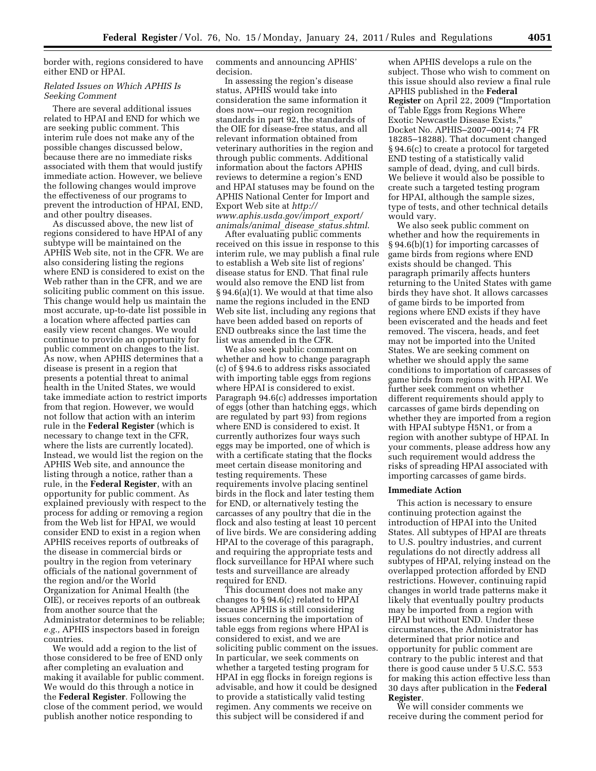border with, regions considered to have either END or HPAI.

### *Related Issues on Which APHIS Is Seeking Comment*

There are several additional issues related to HPAI and END for which we are seeking public comment. This interim rule does not make any of the possible changes discussed below, because there are no immediate risks associated with them that would justify immediate action. However, we believe the following changes would improve the effectiveness of our programs to prevent the introduction of HPAI, END, and other poultry diseases.

As discussed above, the new list of regions considered to have HPAI of any subtype will be maintained on the APHIS Web site, not in the CFR. We are also considering listing the regions where END is considered to exist on the Web rather than in the CFR, and we are soliciting public comment on this issue. This change would help us maintain the most accurate, up-to-date list possible in a location where affected parties can easily view recent changes. We would continue to provide an opportunity for public comment on changes to the list. As now, when APHIS determines that a disease is present in a region that presents a potential threat to animal health in the United States, we would take immediate action to restrict imports from that region. However, we would not follow that action with an interim rule in the **Federal Register** (which is necessary to change text in the CFR, where the lists are currently located). Instead, we would list the region on the APHIS Web site, and announce the listing through a notice, rather than a rule, in the **Federal Register**, with an opportunity for public comment. As explained previously with respect to the process for adding or removing a region from the Web list for HPAI, we would consider END to exist in a region when APHIS receives reports of outbreaks of the disease in commercial birds or poultry in the region from veterinary officials of the national government of the region and/or the World Organization for Animal Health (the OIE), or receives reports of an outbreak from another source that the Administrator determines to be reliable; *e.g.,* APHIS inspectors based in foreign countries.

We would add a region to the list of those considered to be free of END only after completing an evaluation and making it available for public comment. We would do this through a notice in the **Federal Register**. Following the close of the comment period, we would publish another notice responding to comments and announcing APHIS' decision.

In assessing the region's disease status, APHIS would take into consideration the same information it does now—our region recognition standards in part 92, the standards of the OIE for disease-free status, and all relevant information obtained from veterinary authorities in the region and through public comments. Additional information about the factors APHIS reviews to determine a region's END and HPAI statuses may be found on the APHIS National Center for Import and Export Web site at *http://www.aphis.usda.gov/import_export/animals/animal_disease_status.shtml*.

After evaluating public comments received on this issue in response to this interim rule, we may publish a final rule to establish a Web site list of regions' disease status for END. That final rule would also remove the END list from § 94.6(a)(1). We would at that time also name the regions included in the END Web site list, including any regions that have been added based on reports of END outbreaks since the last time the list was amended in the CFR.

We also seek public comment on whether and how to change paragraph (c) of § 94.6 to address risks associated with importing table eggs from regions where HPAI is considered to exist. Paragraph 94.6(c) addresses importation of eggs (other than hatching eggs, which are regulated by part 93) from regions where END is considered to exist. It currently authorizes four ways such eggs may be imported, one of which is with a certificate stating that the flocks meet certain disease monitoring and testing requirements. These requirements involve placing sentinel birds in the flock and later testing them for END, or alternatively testing the carcasses of any poultry that die in the flock and also testing at least 10 percent of live birds. We are considering adding HPAI to the coverage of this paragraph, and requiring the appropriate tests and flock surveillance for HPAI where such tests and surveillance are already required for END.

This document does not make any changes to § 94.6(c) related to HPAI because APHIS is still considering issues concerning the importation of table eggs from regions where HPAI is considered to exist, and we are soliciting public comment on the issues. In particular, we seek comments on whether a targeted testing program for HPAI in egg flocks in foreign regions is advisable, and how it could be designed to provide a statistically valid testing regimen. Any comments we receive on this subject will be considered if and when APHIS develops a rule on the subject. Those who wish to comment on this issue should also review a final rule APHIS published in the **Federal Register** on April 22, 2009 ("Importation of Table Eggs from Regions Where Exotic Newcastle Disease Exists," Docket No. APHIS–2007–0014; 74 FR 18285–18288). That document changed § 94.6(c) to create a protocol for targeted END testing of a statistically valid sample of dead, dying, and cull birds. We believe it would also be possible to create such a targeted testing program for HPAI, although the sample sizes, type of tests, and other technical details would vary.

We also seek public comment on whether and how the requirements in § 94.6(b)(1) for importing carcasses of game birds from regions where END exists should be changed. This paragraph primarily affects hunters returning to the United States with game birds they have shot. It allows carcasses of game birds to be imported from regions where END exists if they have been eviscerated and the heads and feet removed. The viscera, heads, and feet may not be imported into the United States. We are seeking comment on whether we should apply the same conditions to importation of carcasses of game birds from regions with HPAI. We further seek comment on whether different requirements should apply to carcasses of game birds depending on whether they are imported from a region with HPAI subtype H5N1, or from a region with another subtype of HPAI. In your comments, please address how any such requirement would address the risks of spreading HPAI associated with importing carcasses of game birds.

## Immediate Action

This action is necessary to ensure continuing protection against the introduction of HPAI into the United States. All subtypes of HPAI are threats to U.S. poultry industries, and current regulations do not directly address all subtypes of HPAI, relying instead on the overlapped protection afforded by END restrictions. However, continuing rapid changes in world trade patterns make it likely that eventually poultry products may be imported from a region with HPAI but without END. Under these circumstances, the Administrator has determined that prior notice and opportunity for public comment are contrary to the public interest and that there is good cause under 5 U.S.C. 553 for making this action effective less than 30 days after publication in the **Federal Register**.

We will consider comments we receive during the comment period for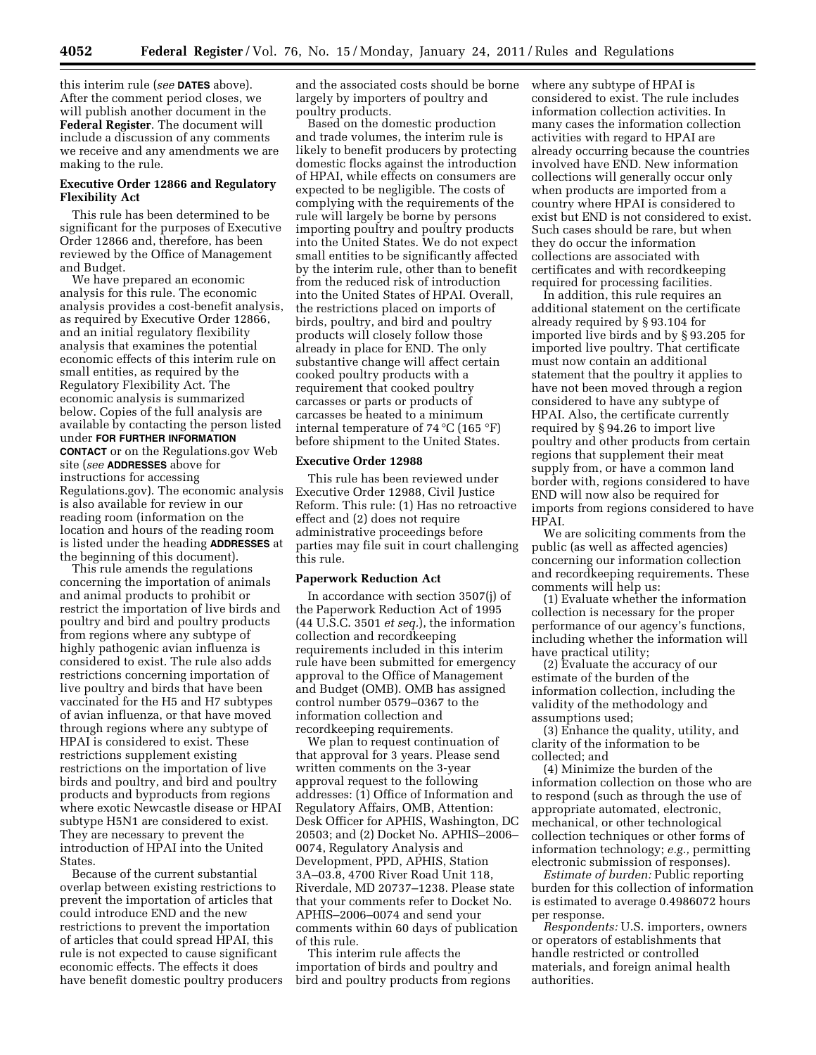this interim rule (*see* **DATES** above). After the comment period closes, we will publish another document in the **Federal Register**. The document will include a discussion of any comments we receive and any amendments we are making to the rule.

### Executive Order 12866 and Regulatory Flexibility Act

This rule has been determined to be significant for the purposes of Executive Order 12866 and, therefore, has been reviewed by the Office of Management and Budget.

We have prepared an economic analysis for this rule. The economic analysis provides a cost-benefit analysis, as required by Executive Order 12866, and an initial regulatory flexibility analysis that examines the potential economic effects of this interim rule on small entities, as required by the Regulatory Flexibility Act. The economic analysis is summarized below. Copies of the full analysis are available by contacting the person listed under **FOR FURTHER INFORMATION CONTACT** or on the Regulations.gov Web site (*see* **ADDRESSES** above for instructions for accessing Regulations.gov). The economic analysis is also available for review in our reading room (information on the location and hours of the reading room is listed under the heading **ADDRESSES** at the beginning of this document).

This rule amends the regulations concerning the importation of animals and animal products to prohibit or restrict the importation of live birds and poultry and bird and poultry products from regions where any subtype of highly pathogenic avian influenza is considered to exist. The rule also adds restrictions concerning importation of live poultry and birds that have been vaccinated for the H5 and H7 subtypes of avian influenza, or that have moved through regions where any subtype of HPAI is considered to exist. These restrictions supplement existing restrictions on the importation of live birds and poultry, and bird and poultry products and byproducts from regions where exotic Newcastle disease or HPAI subtype H5N1 are considered to exist. They are necessary to prevent the introduction of HPAI into the United States.

Because of the current substantial overlap between existing restrictions to prevent the importation of articles that could introduce END and the new restrictions to prevent the importation of articles that could spread HPAI, this rule is not expected to cause significant economic effects. The effects it does have benefit domestic poultry producers and the associated costs should be borne largely by importers of poultry and poultry products.

Based on the domestic production and trade volumes, the interim rule is likely to benefit producers by protecting domestic flocks against the introduction of HPAI, while effects on consumers are expected to be negligible. The costs of complying with the requirements of the rule will largely be borne by persons importing poultry and poultry products into the United States. We do not expect small entities to be significantly affected by the interim rule, other than to benefit from the reduced risk of introduction into the United States of HPAI. Overall, the restrictions placed on imports of birds, poultry, and bird and poultry products will closely follow those already in place for END. The only substantive change will affect certain cooked poultry products with a requirement that cooked poultry carcasses or parts or products of carcasses be heated to a minimum internal temperature of 74 °C (165 °F) before shipment to the United States.

### Executive Order 12988

This rule has been reviewed under Executive Order 12988, Civil Justice Reform. This rule: (1) Has no retroactive effect and (2) does not require administrative proceedings before parties may file suit in court challenging this rule.

### Paperwork Reduction Act

In accordance with section 3507(j) of the Paperwork Reduction Act of 1995 (44 U.S.C. 3501 *et seq.*), the information collection and recordkeeping requirements included in this interim rule have been submitted for emergency approval to the Office of Management and Budget (OMB). OMB has assigned control number 0579–0367 to the information collection and recordkeeping requirements.

We plan to request continuation of that approval for 3 years. Please send written comments on the 3-year approval request to the following addresses: (1) Office of Information and Regulatory Affairs, OMB, Attention: Desk Officer for APHIS, Washington, DC 20503; and (2) Docket No. APHIS–2006–0074, Regulatory Analysis and Development, PPD, APHIS, Station 3A–03.8, 4700 River Road Unit 118, Riverdale, MD 20737–1238. Please state that your comments refer to Docket No. APHIS–2006–0074 and send your comments within 60 days of publication of this rule.

This interim rule affects the importation of birds and poultry and bird and poultry products from regions where any subtype of HPAI is considered to exist. The rule includes information collection activities. In many cases the information collection activities with regard to HPAI are already occurring because the countries involved have END. New information collections will generally occur only when products are imported from a country where HPAI is considered to exist but END is not considered to exist. Such cases should be rare, but when they do occur the information collections are associated with certificates and with recordkeeping required for processing facilities.

In addition, this rule requires an additional statement on the certificate already required by § 93.104 for imported live birds and by § 93.205 for imported live poultry. That certificate must now contain an additional statement that the poultry it applies to have not been moved through a region considered to have any subtype of HPAI. Also, the certificate currently required by § 94.26 to import live poultry and other products from certain regions that supplement their meat supply from, or have a common land border with, regions considered to have END will now also be required for imports from regions considered to have HPAI.

We are soliciting comments from the public (as well as affected agencies) concerning our information collection and recordkeeping requirements. These comments will help us:

(1) Evaluate whether the information collection is necessary for the proper performance of our agency's functions, including whether the information will have practical utility;

(2) Evaluate the accuracy of our estimate of the burden of the information collection, including the validity of the methodology and assumptions used;

(3) Enhance the quality, utility, and clarity of the information to be collected; and

(4) Minimize the burden of the information collection on those who are to respond (such as through the use of appropriate automated, electronic, mechanical, or other technological collection techniques or other forms of information technology; *e.g.*, permitting electronic submission of responses).

*Estimate of burden:* Public reporting burden for this collection of information is estimated to average 0.4986072 hours per response.

*Respondents:* U.S. importers, owners or operators of establishments that handle restricted or controlled materials, and foreign animal health authorities.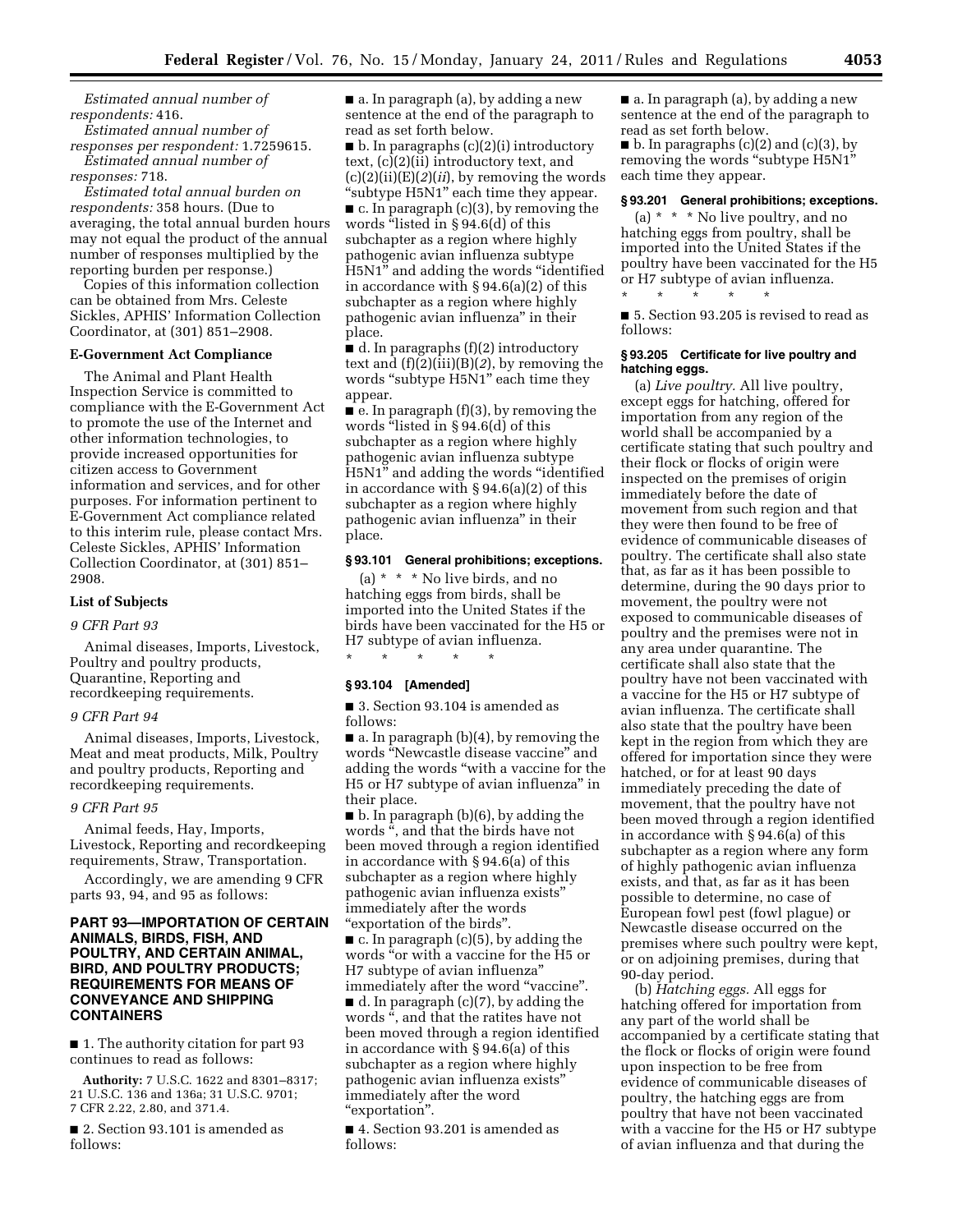*Estimated annual number of respondents:* 416.

*Estimated annual number of responses per respondent:* 1.7259615.

*Estimated annual number of responses:* 718.

*Estimated total annual burden on respondents:* 358 hours. (Due to averaging, the total annual burden hours may not equal the product of the annual number of responses multiplied by the reporting burden per response.)

Copies of this information collection can be obtained from Mrs. Celeste Sickles, APHIS' Information Collection Coordinator, at (301) 851–2908.

**E-Government Act Compliance**

The Animal and Plant Health Inspection Service is committed to compliance with the E-Government Act to promote the use of the Internet and other information technologies, to provide increased opportunities for citizen access to Government information and services, and for other purposes. For information pertinent to E-Government Act compliance related to this interim rule, please contact Mrs. Celeste Sickles, APHIS' Information Collection Coordinator, at (301) 851–2908.

**List of Subjects**

*9 CFR Part 93*

Animal diseases, Imports, Livestock, Poultry and poultry products, Quarantine, Reporting and recordkeeping requirements.

*9 CFR Part 94*

Animal diseases, Imports, Livestock, Meat and meat products, Milk, Poultry and poultry products, Reporting and recordkeeping requirements.

*9 CFR Part 95*

Animal feeds, Hay, Imports, Livestock, Reporting and recordkeeping requirements, Straw, Transportation.

Accordingly, we are amending 9 CFR parts 93, 94, and 95 as follows:

## PART 93—IMPORTATION OF CERTAIN ANIMALS, BIRDS, FISH, AND POULTRY, AND CERTAIN ANIMAL, BIRD, AND POULTRY PRODUCTS; REQUIREMENTS FOR MEANS OF CONVEYANCE AND SHIPPING CONTAINERS

■ 1. The authority citation for part 93 continues to read as follows:

**Authority:** 7 U.S.C. 1622 and 8301–8317; 21 U.S.C. 136 and 136a; 31 U.S.C. 9701; 7 CFR 2.22, 2.80, and 371.4.

■ 2. Section 93.101 is amended as follows:

■ a. In paragraph (a), by adding a new sentence at the end of the paragraph to read as set forth below.

■ b. In paragraphs (c)(2)(i) introductory text, (c)(2)(ii) introductory text, and (c)(2)(ii)(E)(*2*)(*ii*), by removing the words "subtype H5N1" each time they appear.

■ c. In paragraph (c)(3), by removing the words "listed in § 94.6(d) of this subchapter as a region where highly pathogenic avian influenza subtype H5N1" and adding the words "identified in accordance with § 94.6(a)(2) of this subchapter as a region where highly pathogenic avian influenza" in their place.

■ d. In paragraphs (f)(2) introductory text and (f)(2)(iii)(B)(*2*), by removing the words "subtype H5N1" each time they appear.

■ e. In paragraph (f)(3), by removing the words "listed in § 94.6(d) of this subchapter as a region where highly pathogenic avian influenza subtype H5N1" and adding the words "identified in accordance with § 94.6(a)(2) of this subchapter as a region where highly pathogenic avian influenza" in their place.

### § 93.101 General prohibitions; exceptions.

(a) * * * No live birds, and no hatching eggs from birds, shall be imported into the United States if the birds have been vaccinated for the H5 or H7 subtype of avian influenza.

\* \* \* \* \*

### § 93.104 [Amended]

■ 3. Section 93.104 is amended as follows:

■ a. In paragraph (b)(4), by removing the words "Newcastle disease vaccine" and adding the words "with a vaccine for the H5 or H7 subtype of avian influenza" in their place.

■ b. In paragraph (b)(6), by adding the words ", and that the birds have not been moved through a region identified in accordance with § 94.6(a) of this subchapter as a region where highly pathogenic avian influenza exists" immediately after the words "exportation of the birds".

■ c. In paragraph (c)(5), by adding the words "or with a vaccine for the H5 or H7 subtype of avian influenza" immediately after the word "vaccine".

■ d. In paragraph (c)(7), by adding the words ", and that the ratites have not been moved through a region identified in accordance with § 94.6(a) of this subchapter as a region where highly pathogenic avian influenza exists" immediately after the word "exportation".

■ 4. Section 93.201 is amended as follows:

■ a. In paragraph (a), by adding a new sentence at the end of the paragraph to read as set forth below.

■ b. In paragraphs (c)(2) and (c)(3), by removing the words "subtype H5N1" each time they appear.

### § 93.201 General prohibitions; exceptions.

(a) * * * No live poultry, and no hatching eggs from poultry, shall be imported into the United States if the poultry have been vaccinated for the H5 or H7 subtype of avian influenza.

\* \* \* \* \*

■ 5. Section 93.205 is revised to read as follows:

### § 93.205 Certificate for live poultry and hatching eggs.

(a) *Live poultry.* All live poultry, except eggs for hatching, offered for importation from any region of the world shall be accompanied by a certificate stating that such poultry and their flock or flocks of origin were inspected on the premises of origin immediately before the date of movement from such region and that they were then found to be free of evidence of communicable diseases of poultry. The certificate shall also state that, as far as it has been possible to determine, during the 90 days prior to movement, the poultry were not exposed to communicable diseases of poultry and the premises were not in any area under quarantine. The certificate shall also state that the poultry have not been vaccinated with a vaccine for the H5 or H7 subtype of avian influenza. The certificate shall also state that the poultry have been kept in the region from which they are offered for importation since they were hatched, or for at least 90 days immediately preceding the date of movement, that the poultry have not been moved through a region identified in accordance with § 94.6(a) of this subchapter as a region where any form of highly pathogenic avian influenza exists, and that, as far as it has been possible to determine, no case of European fowl pest (fowl plague) or Newcastle disease occurred on the premises where such poultry were kept, or on adjoining premises, during that 90-day period.

(b) *Hatching eggs.* All eggs for hatching offered for importation from any part of the world shall be accompanied by a certificate stating that the flock or flocks of origin were found upon inspection to be free from evidence of communicable diseases of poultry, the hatching eggs are from poultry that have not been vaccinated with a vaccine for the H5 or H7 subtype of avian influenza and that during the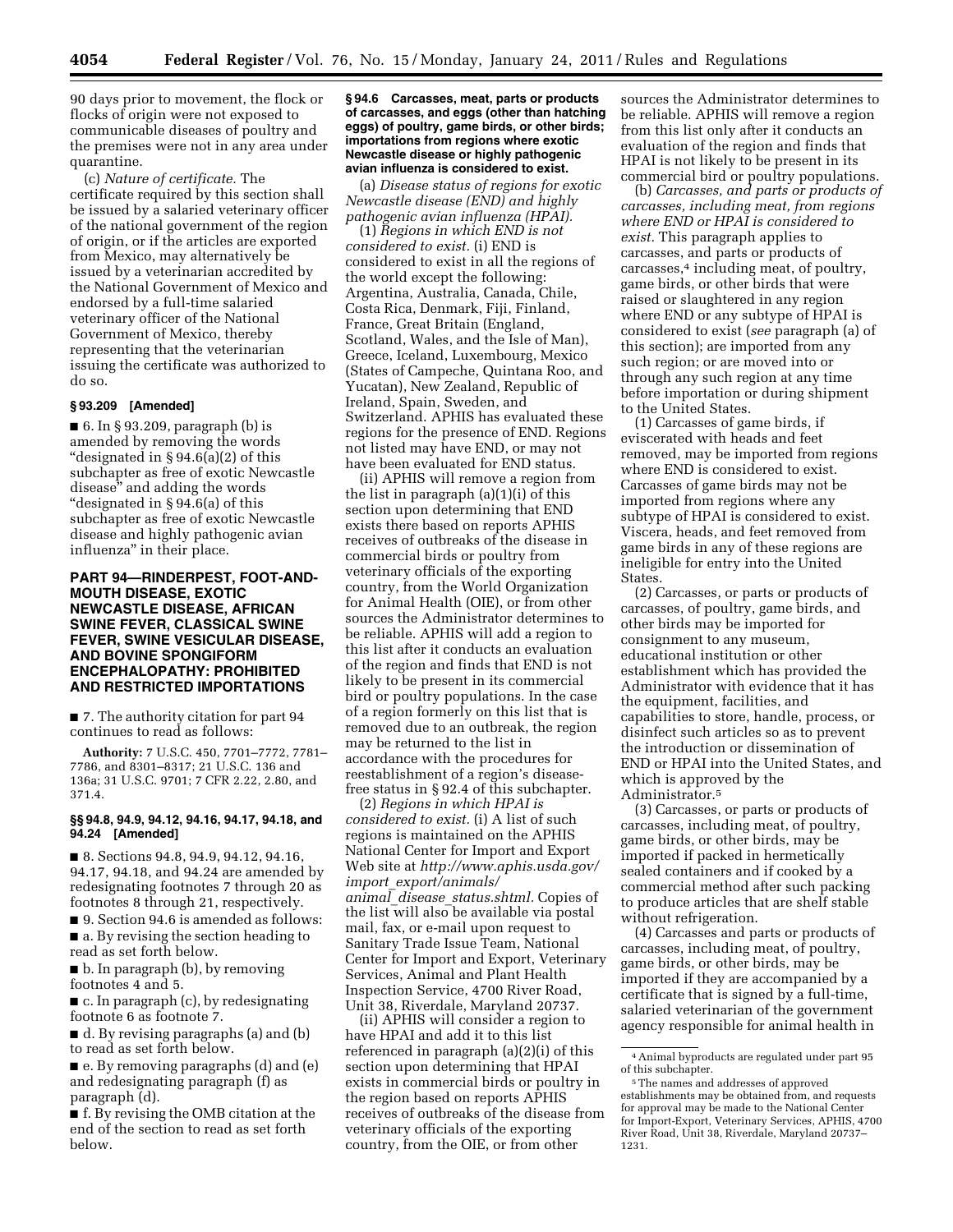90 days prior to movement, the flock or flocks of origin were not exposed to communicable diseases of poultry and the premises were not in any area under quarantine.

(c) *Nature of certificate.* The certificate required by this section shall be issued by a salaried veterinary officer of the national government of the region of origin, or if the articles are exported from Mexico, may alternatively be issued by a veterinarian accredited by the National Government of Mexico and endorsed by a full-time salaried veterinary officer of the National Government of Mexico, thereby representing that the veterinarian issuing the certificate was authorized to do so.

### § 93.209 [Amended]

■ 6. In § 93.209, paragraph (b) is amended by removing the words "designated in § 94.6(a)(2) of this subchapter as free of exotic Newcastle disease" and adding the words "designated in § 94.6(a) of this subchapter as free of exotic Newcastle disease and highly pathogenic avian influenza" in their place.

## PART 94—RINDERPEST, FOOT-AND-MOUTH DISEASE, EXOTIC NEWCASTLE DISEASE, AFRICAN SWINE FEVER, CLASSICAL SWINE FEVER, SWINE VESICULAR DISEASE, AND BOVINE SPONGIFORM ENCEPHALOPATHY: PROHIBITED AND RESTRICTED IMPORTATIONS

■ 7. The authority citation for part 94 continues to read as follows:

**Authority:** 7 U.S.C. 450, 7701–7772, 7781–7786, and 8301–8317; 21 U.S.C. 136 and 136a; 31 U.S.C. 9701; 7 CFR 2.22, 2.80, and 371.4.

### §§ 94.8, 94.9, 94.12, 94.16, 94.17, 94.18, and 94.24 [Amended]

■ 8. Sections 94.8, 94.9, 94.12, 94.16, 94.17, 94.18, and 94.24 are amended by redesignating footnotes 7 through 20 as footnotes 8 through 21, respectively.

■ 9. Section 94.6 is amended as follows:

■ a. By revising the section heading to read as set forth below.

■ b. In paragraph (b), by removing footnotes 4 and 5.

■ c. In paragraph (c), by redesignating footnote 6 as footnote 7.

■ d. By revising paragraphs (a) and (b) to read as set forth below.

■ e. By removing paragraphs (d) and (e) and redesignating paragraph (f) as paragraph (d).

■ f. By revising the OMB citation at the end of the section to read as set forth below.

### § 94.6 Carcasses, meat, parts or products of carcasses, and eggs (other than hatching eggs) of poultry, game birds, or other birds; importations from regions where exotic Newcastle disease or highly pathogenic avian influenza is considered to exist.

(a) *Disease status of regions for exotic Newcastle disease (END) and highly pathogenic avian influenza (HPAI).*

(1) *Regions in which END is not considered to exist.* (i) END is considered to exist in all the regions of the world except the following: Argentina, Australia, Canada, Chile, Costa Rica, Denmark, Fiji, Finland, France, Great Britain (England, Scotland, Wales, and the Isle of Man), Greece, Iceland, Luxembourg, Mexico (States of Campeche, Quintana Roo, and Yucatan), New Zealand, Republic of Ireland, Spain, Sweden, and Switzerland. APHIS has evaluated these regions for the presence of END. Regions not listed may have END, or may not have been evaluated for END status.

(ii) APHIS will remove a region from the list in paragraph (a)(1)(i) of this section upon determining that END exists there based on reports APHIS receives of outbreaks of the disease in commercial birds or poultry from veterinary officials of the exporting country, from the World Organization for Animal Health (OIE), or from other sources the Administrator determines to be reliable. APHIS will add a region to this list after it conducts an evaluation of the region and finds that END is not likely to be present in its commercial bird or poultry populations. In the case of a region formerly on this list that is removed due to an outbreak, the region may be returned to the list in accordance with the procedures for reestablishment of a region's disease-free status in § 92.4 of this subchapter.

(2) *Regions in which HPAI is considered to exist.* (i) A list of such regions is maintained on the APHIS National Center for Import and Export Web site at *http://www.aphis.usda.gov/import_export/animals/animal_disease_status.shtml.* Copies of the list will also be available via postal mail, fax, or e-mail upon request to Sanitary Trade Issue Team, National Center for Import and Export, Veterinary Services, Animal and Plant Health Inspection Service, 4700 River Road, Unit 38, Riverdale, Maryland 20737.

(ii) APHIS will consider a region to have HPAI and add it to this list referenced in paragraph (a)(2)(i) of this section upon determining that HPAI exists in commercial birds or poultry in the region based on reports APHIS receives of outbreaks of the disease from veterinary officials of the exporting country, from the OIE, or from other sources the Administrator determines to be reliable. APHIS will remove a region from this list only after it conducts an evaluation of the region and finds that HPAI is not likely to be present in its commercial bird or poultry populations.

(b) *Carcasses, and parts or products of carcasses, including meat, from regions where END or HPAI is considered to exist.* This paragraph applies to carcasses, and parts or products of carcasses,[4] including meat, of poultry, game birds, or other birds that were raised or slaughtered in any region where END or any subtype of HPAI is considered to exist (*see* paragraph (a) of this section); are imported from any such region; or are moved into or through any such region at any time before importation or during shipment to the United States.

(1) Carcasses of game birds, if eviscerated with heads and feet removed, may be imported from regions where END is considered to exist. Carcasses of game birds may not be imported from regions where any subtype of HPAI is considered to exist. Viscera, heads, and feet removed from game birds in any of these regions are ineligible for entry into the United States.

(2) Carcasses, or parts or products of carcasses, of poultry, game birds, and other birds may be imported for consignment to any museum, educational institution or other establishment which has provided the Administrator with evidence that it has the equipment, facilities, and capabilities to store, handle, process, or disinfect such articles so as to prevent the introduction or dissemination of END or HPAI into the United States, and which is approved by the Administrator.[5]

(3) Carcasses, or parts or products of carcasses, including meat, of poultry, game birds, or other birds, may be imported if packed in hermetically sealed containers and if cooked by a commercial method after such packing to produce articles that are shelf stable without refrigeration.

(4) Carcasses and parts or products of carcasses, including meat, of poultry, game birds, or other birds, may be imported if they are accompanied by a certificate that is signed by a full-time, salaried veterinarian of the government agency responsible for animal health in

---

[4] Animal byproducts are regulated under part 95 of this subchapter.

[5] The names and addresses of approved establishments may be obtained from, and requests for approval may be made to the National Center for Import-Export, Veterinary Services, APHIS, 4700 River Road, Unit 38, Riverdale, Maryland 20737–1231.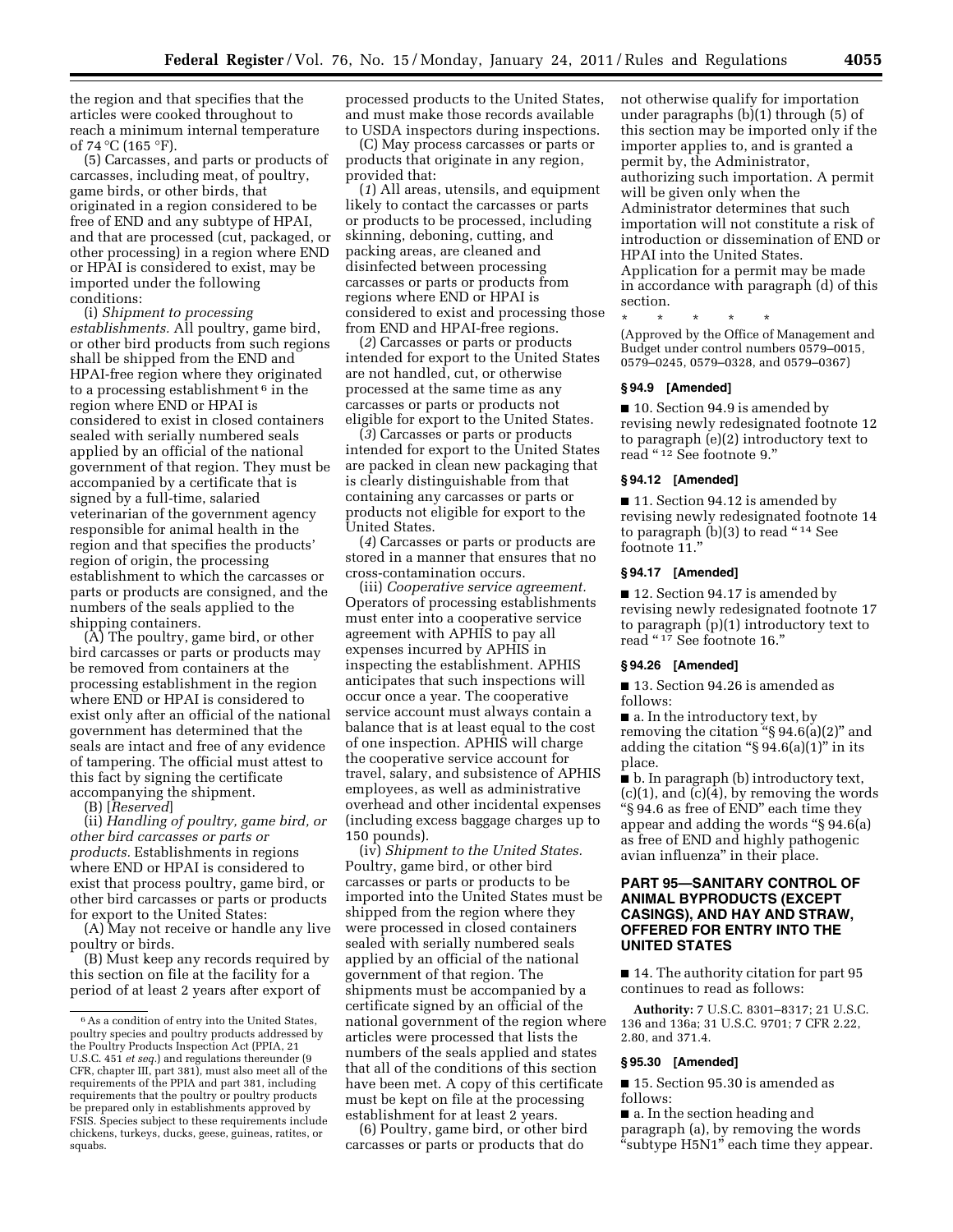the region and that specifies that the articles were cooked throughout to reach a minimum internal temperature of 74 °C (165 °F).

(5) Carcasses, and parts or products of carcasses, including meat, of poultry, game birds, or other birds, that originated in a region considered to be free of END and any subtype of HPAI, and that are processed (cut, packaged, or other processing) in a region where END or HPAI is considered to exist, may be imported under the following conditions:

(i) *Shipment to processing establishments.* All poultry, game bird, or other bird products from such regions shall be shipped from the END and HPAI-free region where they originated to a processing establishment [6] in the region where END or HPAI is considered to exist in closed containers sealed with serially numbered seals applied by an official of the national government of that region. They must be accompanied by a certificate that is signed by a full-time, salaried veterinarian of the government agency responsible for animal health in the region and that specifies the products' region of origin, the processing establishment to which the carcasses or parts or products are consigned, and the numbers of the seals applied to the shipping containers.

(A) The poultry, game bird, or other bird carcasses or parts or products may be removed from containers at the processing establishment in the region where END or HPAI is considered to exist only after an official of the national government has determined that the seals are intact and free of any evidence of tampering. The official must attest to this fact by signing the certificate accompanying the shipment.

(B) [*Reserved*]

(ii) *Handling of poultry, game bird, or other bird carcasses or parts or products.* Establishments in regions where END or HPAI is considered to exist that process poultry, game bird, or other bird carcasses or parts or products for export to the United States:

(A) May not receive or handle any live poultry or birds.

(B) Must keep any records required by this section on file at the facility for a period of at least 2 years after export of processed products to the United States, and must make those records available to USDA inspectors during inspections.

(C) May process carcasses or parts or products that originate in any region, provided that:

(*1*) All areas, utensils, and equipment likely to contact the carcasses or parts or products to be processed, including skinning, deboning, cutting, and packing areas, are cleaned and disinfected between processing carcasses or parts or products from regions where END or HPAI is considered to exist and processing those from END and HPAI-free regions.

(*2*) Carcasses or parts or products intended for export to the United States are not handled, cut, or otherwise processed at the same time as any carcasses or parts or products not eligible for export to the United States.

(*3*) Carcasses or parts or products intended for export to the United States are packed in clean new packaging that is clearly distinguishable from that containing any carcasses or parts or products not eligible for export to the United States.

(*4*) Carcasses or parts or products are stored in a manner that ensures that no cross-contamination occurs.

(iii) *Cooperative service agreement.* Operators of processing establishments must enter into a cooperative service agreement with APHIS to pay all expenses incurred by APHIS in inspecting the establishment. APHIS anticipates that such inspections will occur once a year. The cooperative service account must always contain a balance that is at least equal to the cost of one inspection. APHIS will charge the cooperative service account for travel, salary, and subsistence of APHIS employees, as well as administrative overhead and other incidental expenses (including excess baggage charges up to 150 pounds).

(iv) *Shipment to the United States.* Poultry, game bird, or other bird carcasses or parts or products to be imported into the United States must be shipped from the region where they were processed in closed containers sealed with serially numbered seals applied by an official of the national government of that region. The shipments must be accompanied by a certificate signed by an official of the national government of the region where articles were processed that lists the numbers of the seals applied and states that all of the conditions of this section have been met. A copy of this certificate must be kept on file at the processing establishment for at least 2 years.

(6) Poultry, game bird, or other bird carcasses or parts or products that do not otherwise qualify for importation under paragraphs (b)(1) through (5) of this section may be imported only if the importer applies to, and is granted a permit by, the Administrator, authorizing such importation. A permit will be given only when the Administrator determines that such importation will not constitute a risk of introduction or dissemination of END or HPAI into the United States. Application for a permit may be made in accordance with paragraph (d) of this section.

\* \* \* \* \*

(Approved by the Office of Management and Budget under control numbers 0579–0015, 0579–0245, 0579–0328, and 0579–0367)

[6] As a condition of entry into the United States, poultry species and poultry products addressed by the Poultry Products Inspection Act (PPIA, 21 U.S.C. 451 *et seq.*) and regulations thereunder (9 CFR, chapter III, part 381), must also meet all of the requirements of the PPIA and part 381, including requirements that the poultry or poultry products be prepared only in establishments approved by FSIS. Species subject to these requirements include chickens, turkeys, ducks, geese, guineas, ratites, or squabs.

### § 94.9 [Amended]

■ 10. Section 94.9 is amended by revising newly redesignated footnote 12 to paragraph (e)(2) introductory text to read "[12] See footnote 9."

### § 94.12 [Amended]

■ 11. Section 94.12 is amended by revising newly redesignated footnote 14 to paragraph (b)(3) to read "[14] See footnote 11."

### § 94.17 [Amended]

■ 12. Section 94.17 is amended by revising newly redesignated footnote 17 to paragraph (p)(1) introductory text to read "[17] See footnote 16."

### § 94.26 [Amended]

■ 13. Section 94.26 is amended as follows:

■ a. In the introductory text, by removing the citation "§ 94.6(a)(2)" and adding the citation "§ 94.6(a)(1)" in its place.

■ b. In paragraph (b) introductory text, (c)(1), and (c)(4), by removing the words "§ 94.6 as free of END" each time they appear and adding the words "§ 94.6(a) as free of END and highly pathogenic avian influenza" in their place.

## PART 95—SANITARY CONTROL OF ANIMAL BYPRODUCTS (EXCEPT CASINGS), AND HAY AND STRAW, OFFERED FOR ENTRY INTO THE UNITED STATES

■ 14. The authority citation for part 95 continues to read as follows:

**Authority:** 7 U.S.C. 8301–8317; 21 U.S.C. 136 and 136a; 31 U.S.C. 9701; 7 CFR 2.22, 2.80, and 371.4.

### § 95.30 [Amended]

■ 15. Section 95.30 is amended as follows:

■ a. In the section heading and paragraph (a), by removing the words "subtype H5N1" each time they appear.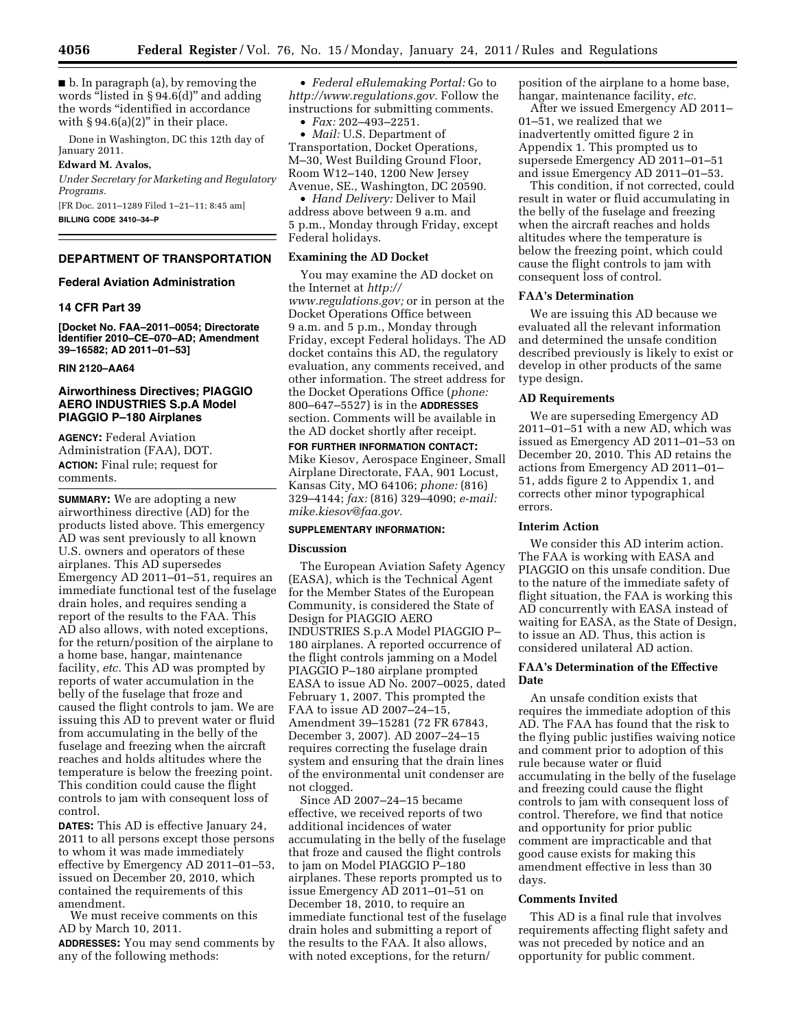■ b. In paragraph (a), by removing the words "listed in § 94.6(d)" and adding the words "identified in accordance with § 94.6(a)(2)" in their place.

Done in Washington, DC this 12th day of January 2011.

**Edward M. Avalos,**

*Under Secretary for Marketing and Regulatory Programs.*

[FR Doc. 2011–1289 Filed 1–21–11; 8:45 am]

**BILLING CODE 3410–34–P**

---

## DEPARTMENT OF TRANSPORTATION

### Federal Aviation Administration

### 14 CFR Part 39

**[Docket No. FAA–2011–0054; Directorate Identifier 2010–CE–070–AD; Amendment 39–16582; AD 2011–01–53]**

**RIN 2120–AA64**

### Airworthiness Directives; PIAGGIO AERO INDUSTRIES S.p.A Model PIAGGIO P–180 Airplanes

**AGENCY:** Federal Aviation Administration (FAA), DOT.

**ACTION:** Final rule; request for comments.

**SUMMARY:** We are adopting a new airworthiness directive (AD) for the products listed above. This emergency AD was sent previously to all known U.S. owners and operators of these airplanes. This AD supersedes Emergency AD 2011–01–51, requires an immediate functional test of the fuselage drain holes, and requires sending a report of the results to the FAA. This AD also allows, with noted exceptions, for the return/position of the airplane to a home base, hangar, maintenance facility, *etc.* This AD was prompted by reports of water accumulation in the belly of the fuselage that froze and caused the flight controls to jam. We are issuing this AD to prevent water or fluid from accumulating in the belly of the fuselage and freezing when the aircraft reaches and holds altitudes where the temperature is below the freezing point. This condition could cause the flight controls to jam with consequent loss of control.

**DATES:** This AD is effective January 24, 2011 to all persons except those persons to whom it was made immediately effective by Emergency AD 2011–01–53, issued on December 20, 2010, which contained the requirements of this amendment.

We must receive comments on this AD by March 10, 2011.

**ADDRESSES:** You may send comments by any of the following methods:

- *Federal eRulemaking Portal:* Go to *http://www.regulations.gov.* Follow the instructions for submitting comments.
- *Fax:* 202–493–2251.
- *Mail:* U.S. Department of Transportation, Docket Operations, M–30, West Building Ground Floor, Room W12–140, 1200 New Jersey Avenue, SE., Washington, DC 20590.
- *Hand Delivery:* Deliver to Mail address above between 9 a.m. and 5 p.m., Monday through Friday, except Federal holidays.

#### Examining the AD Docket

You may examine the AD docket on the Internet at *http://www.regulations.gov;* or in person at the Docket Operations Office between 9 a.m. and 5 p.m., Monday through Friday, except Federal holidays. The AD docket contains this AD, the regulatory evaluation, any comments received, and other information. The street address for the Docket Operations Office (*phone:* 800–647–5527) is in the **ADDRESSES** section. Comments will be available in the AD docket shortly after receipt.

**FOR FURTHER INFORMATION CONTACT:** Mike Kiesov, Aerospace Engineer, Small Airplane Directorate, FAA, 901 Locust, Kansas City, MO 64106; *phone:* (816) 329–4144; *fax:* (816) 329–4090; *e-mail: mike.kiesov@faa.gov.*

**SUPPLEMENTARY INFORMATION:**

#### Discussion

The European Aviation Safety Agency (EASA), which is the Technical Agent for the Member States of the European Community, is considered the State of Design for PIAGGIO AERO INDUSTRIES S.p.A Model PIAGGIO P–180 airplanes. A reported occurrence of the flight controls jamming on a Model PIAGGIO P–180 airplane prompted EASA to issue AD No. 2007–0025, dated February 1, 2007. This prompted the FAA to issue AD 2007–24–15, Amendment 39–15281 (72 FR 67843, December 3, 2007). AD 2007–24–15 requires correcting the fuselage drain system and ensuring that the drain lines of the environmental unit condenser are not clogged.

Since AD 2007–24–15 became effective, we received reports of two additional incidences of water accumulating in the belly of the fuselage that froze and caused the flight controls to jam on Model PIAGGIO P–180 airplanes. These reports prompted us to issue Emergency AD 2011–01–51 on December 18, 2010, to require an immediate functional test of the fuselage drain holes and submitting a report of the results to the FAA. It also allows, with noted exceptions, for the return/position of the airplane to a home base, hangar, maintenance facility, *etc.*

After we issued Emergency AD 2011–01–51, we realized that we inadvertently omitted figure 2 in Appendix 1. This prompted us to supersede Emergency AD 2011–01–51 and issue Emergency AD 2011–01–53.

This condition, if not corrected, could result in water or fluid accumulating in the belly of the fuselage and freezing when the aircraft reaches and holds altitudes where the temperature is below the freezing point, which could cause the flight controls to jam with consequent loss of control.

#### FAA's Determination

We are issuing this AD because we evaluated all the relevant information and determined the unsafe condition described previously is likely to exist or develop in other products of the same type design.

#### AD Requirements

We are superseding Emergency AD 2011–01–51 with a new AD, which was issued as Emergency AD 2011–01–53 on December 20, 2010. This AD retains the actions from Emergency AD 2011–01–51, adds figure 2 to Appendix 1, and corrects other minor typographical errors.

#### Interim Action

We consider this AD interim action. The FAA is working with EASA and PIAGGIO on this unsafe condition. Due to the nature of the immediate safety of flight situation, the FAA is working this AD concurrently with EASA instead of waiting for EASA, as the State of Design, to issue an AD. Thus, this action is considered unilateral AD action.

#### FAA's Determination of the Effective Date

An unsafe condition exists that requires the immediate adoption of this AD. The FAA has found that the risk to the flying public justifies waiving notice and comment prior to adoption of this rule because water or fluid accumulating in the belly of the fuselage and freezing could cause the flight controls to jam with consequent loss of control. Therefore, we find that notice and opportunity for prior public comment are impracticable and that good cause exists for making this amendment effective in less than 30 days.

#### Comments Invited

This AD is a final rule that involves requirements affecting flight safety and was not preceded by notice and an opportunity for public comment.